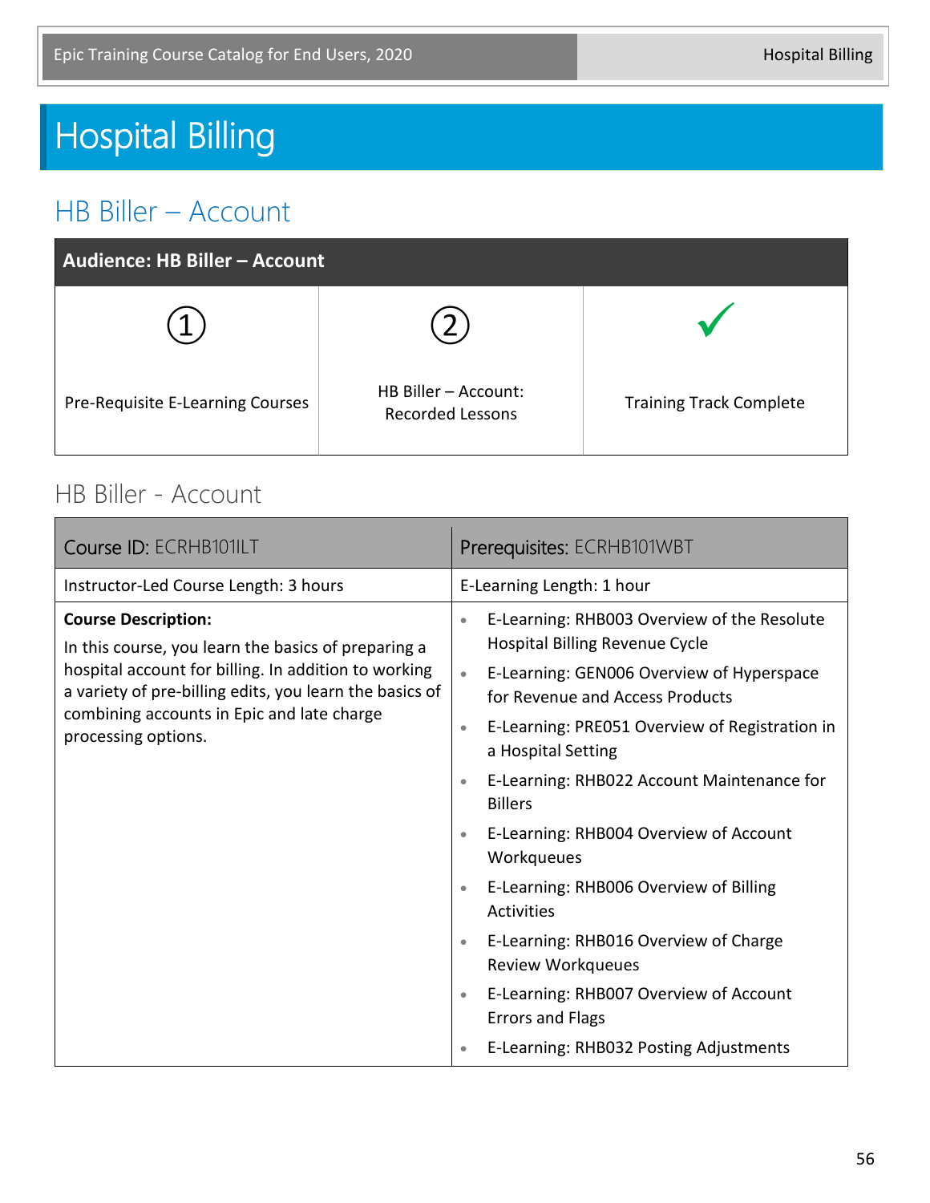# Hospital Billing

## HB Biller – Account

| Audience: HB Biller – Account | | |
|---|---|---|
| ① Pre-Requisite E-Learning Courses | ② HB Biller – Account: Recorded Lessons | ✓ Training Track Complete |

### HB Biller - Account

| Course ID: ECRHB101ILT | Prerequisites: ECRHB101WBT |
|---|---|
| Instructor-Led Course Length: 3 hours | E-Learning Length: 1 hour |
| **Course Description:** In this course, you learn the basics of preparing a hospital account for billing. In addition to working a variety of pre-billing edits, you learn the basics of combining accounts in Epic and late charge processing options. | • E-Learning: RHB003 Overview of the Resolute Hospital Billing Revenue Cycle<br>• E-Learning: GEN006 Overview of Hyperspace for Revenue and Access Products<br>• E-Learning: PRE051 Overview of Registration in a Hospital Setting<br>• E-Learning: RHB022 Account Maintenance for Billers<br>• E-Learning: RHB004 Overview of Account Workqueues<br>• E-Learning: RHB006 Overview of Billing Activities<br>• E-Learning: RHB016 Overview of Charge Review Workqueues<br>• E-Learning: RHB007 Overview of Account Errors and Flags<br>• E-Learning: RHB032 Posting Adjustments |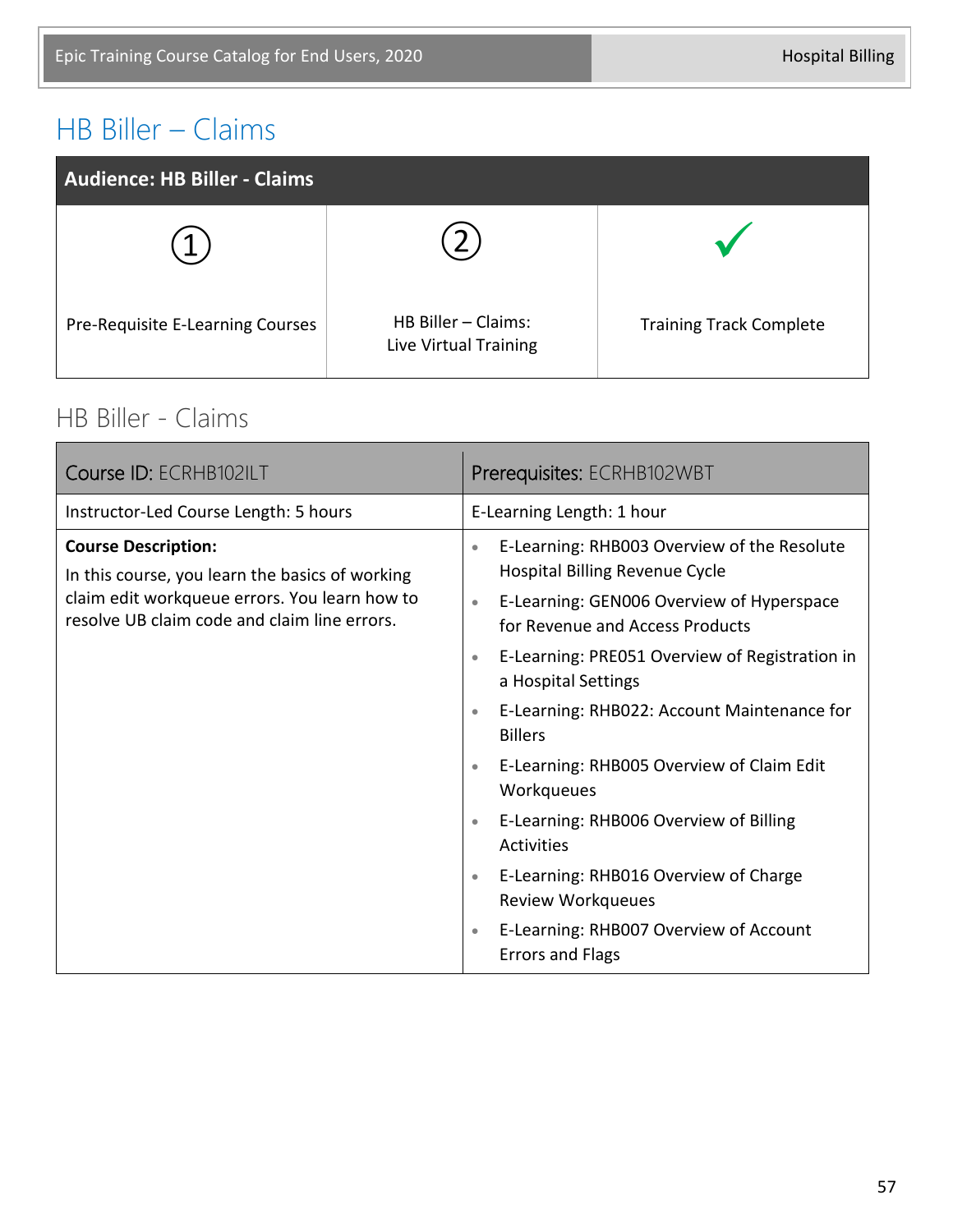# HB Biller – Claims

| Audience: HB Biller - Claims | | |
| --- | --- | --- |
| ① Pre-Requisite E-Learning Courses | ② HB Biller – Claims: Live Virtual Training | ✓ Training Track Complete |

## HB Biller - Claims

| Course ID: ECRHB102ILT | Prerequisites: ECRHB102WBT |
| --- | --- |
| Instructor-Led Course Length: 5 hours | E-Learning Length: 1 hour |
| **Course Description:** In this course, you learn the basics of working claim edit workqueue errors. You learn how to resolve UB claim code and claim line errors. | • E-Learning: RHB003 Overview of the Resolute Hospital Billing Revenue Cycle<br>• E-Learning: GEN006 Overview of Hyperspace for Revenue and Access Products<br>• E-Learning: PRE051 Overview of Registration in a Hospital Settings<br>• E-Learning: RHB022: Account Maintenance for Billers<br>• E-Learning: RHB005 Overview of Claim Edit Workqueues<br>• E-Learning: RHB006 Overview of Billing Activities<br>• E-Learning: RHB016 Overview of Charge Review Workqueues<br>• E-Learning: RHB007 Overview of Account Errors and Flags |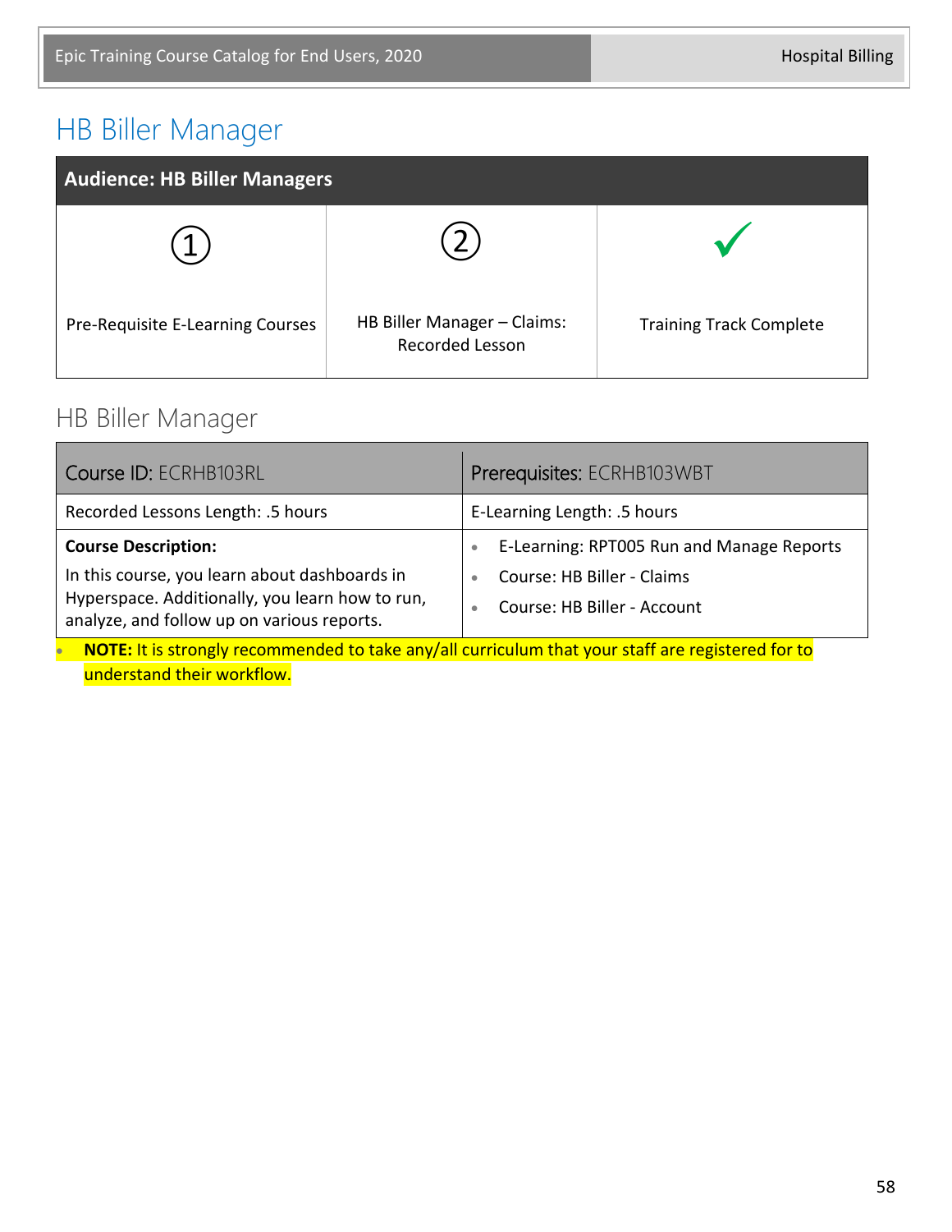# HB Biller Manager

| Audience: HB Biller Managers | | |
|---|---|---|
| ① Pre-Requisite E-Learning Courses | ② HB Biller Manager – Claims: Recorded Lesson | ✓ Training Track Complete |

## HB Biller Manager

| Course ID: ECRHB103RL | Prerequisites: ECRHB103WBT |
|---|---|
| Recorded Lessons Length: .5 hours | E-Learning Length: .5 hours |
| **Course Description:** In this course, you learn about dashboards in Hyperspace. Additionally, you learn how to run, analyze, and follow up on various reports. | • E-Learning: RPT005 Run and Manage Reports • Course: HB Biller - Claims • Course: HB Biller - Account |

- **NOTE:** It is strongly recommended to take any/all curriculum that your staff are registered for to understand their workflow.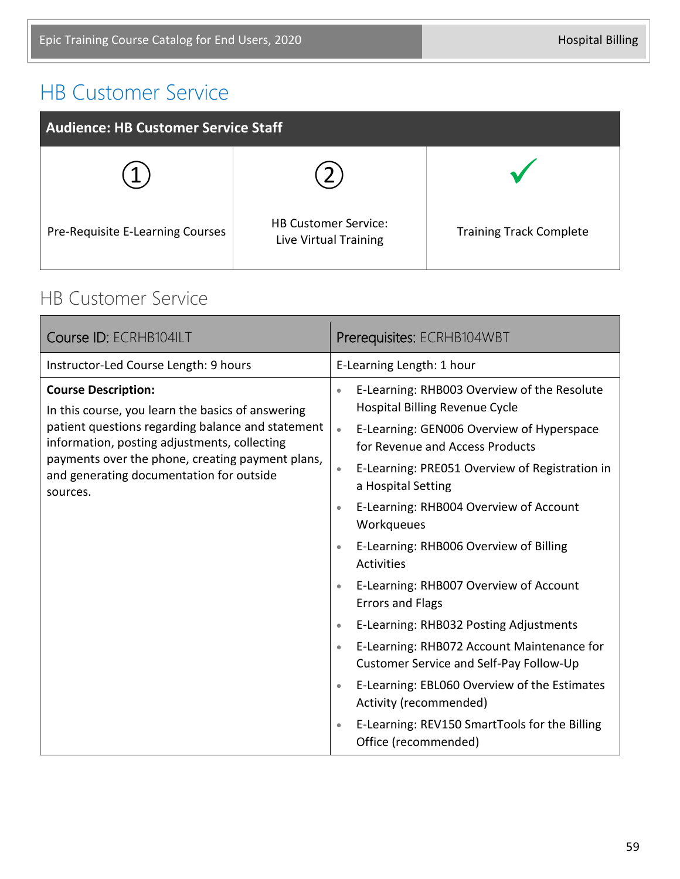# HB Customer Service

| Audience: HB Customer Service Staff | | |
|---|---|---|
| ① Pre-Requisite E-Learning Courses | ② HB Customer Service: Live Virtual Training | ✓ Training Track Complete |

## HB Customer Service

| Course ID: ECRHB104ILT | Prerequisites: ECRHB104WBT |
|---|---|
| Instructor-Led Course Length: 9 hours | E-Learning Length: 1 hour |
| **Course Description:** In this course, you learn the basics of answering patient questions regarding balance and statement information, posting adjustments, collecting payments over the phone, creating payment plans, and generating documentation for outside sources. | • E-Learning: RHB003 Overview of the Resolute Hospital Billing Revenue Cycle<br>• E-Learning: GEN006 Overview of Hyperspace for Revenue and Access Products<br>• E-Learning: PRE051 Overview of Registration in a Hospital Setting<br>• E-Learning: RHB004 Overview of Account Workqueues<br>• E-Learning: RHB006 Overview of Billing Activities<br>• E-Learning: RHB007 Overview of Account Errors and Flags<br>• E-Learning: RHB032 Posting Adjustments<br>• E-Learning: RHB072 Account Maintenance for Customer Service and Self-Pay Follow-Up<br>• E-Learning: EBL060 Overview of the Estimates Activity (recommended)<br>• E-Learning: REV150 SmartTools for the Billing Office (recommended) |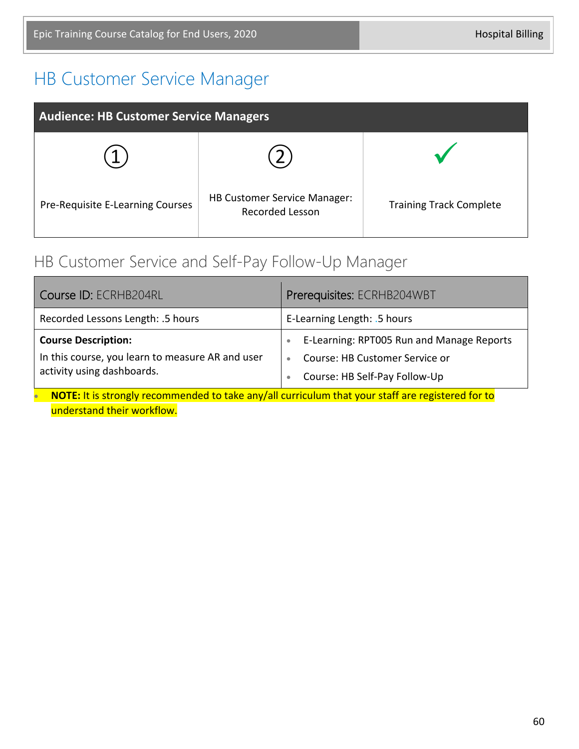# HB Customer Service Manager

| Audience: HB Customer Service Managers | | |
|---|---|---|
| ① Pre-Requisite E-Learning Courses | ② HB Customer Service Manager: Recorded Lesson | ✓ Training Track Complete |

## HB Customer Service and Self-Pay Follow-Up Manager

| Course ID: ECRHB204RL | Prerequisites: ECRHB204WBT |
|---|---|
| Recorded Lessons Length: .5 hours | E-Learning Length: .5 hours |
| **Course Description:** In this course, you learn to measure AR and user activity using dashboards. | • E-Learning: RPT005 Run and Manage Reports<br>• Course: HB Customer Service or<br>• Course: HB Self-Pay Follow-Up |

- **NOTE:** It is strongly recommended to take any/all curriculum that your staff are registered for to understand their workflow.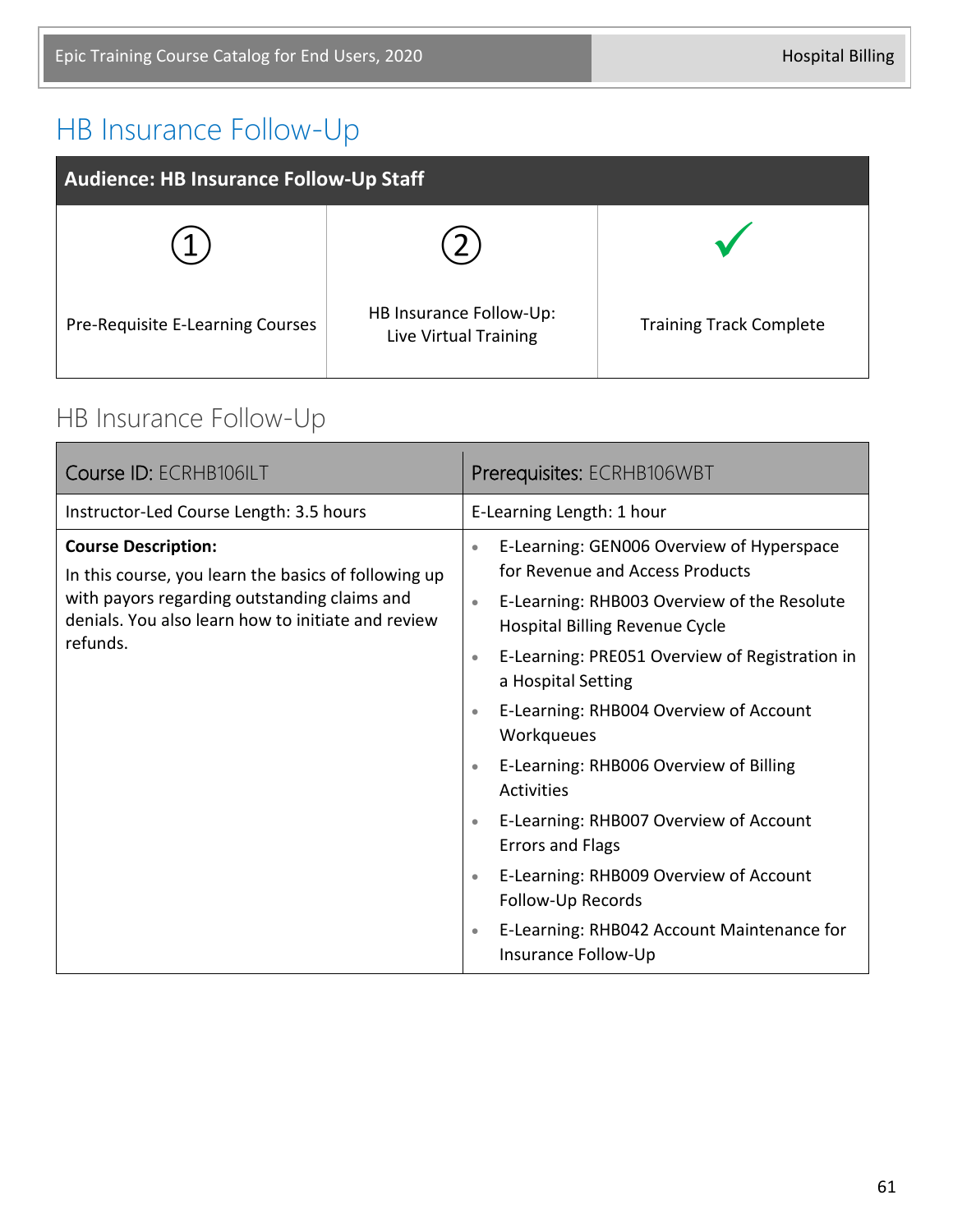# HB Insurance Follow-Up

| Audience: HB Insurance Follow-Up Staff | | |
|---|---|---|
| ① Pre-Requisite E-Learning Courses | ② HB Insurance Follow-Up: Live Virtual Training | ✓ Training Track Complete |

## HB Insurance Follow-Up

| Course ID: ECRHB106ILT | Prerequisites: ECRHB106WBT |
|---|---|
| Instructor-Led Course Length: 3.5 hours | E-Learning Length: 1 hour |
| **Course Description:** In this course, you learn the basics of following up with payors regarding outstanding claims and denials. You also learn how to initiate and review refunds. | • E-Learning: GEN006 Overview of Hyperspace for Revenue and Access Products<br>• E-Learning: RHB003 Overview of the Resolute Hospital Billing Revenue Cycle<br>• E-Learning: PRE051 Overview of Registration in a Hospital Setting<br>• E-Learning: RHB004 Overview of Account Workqueues<br>• E-Learning: RHB006 Overview of Billing Activities<br>• E-Learning: RHB007 Overview of Account Errors and Flags<br>• E-Learning: RHB009 Overview of Account Follow-Up Records<br>• E-Learning: RHB042 Account Maintenance for Insurance Follow-Up |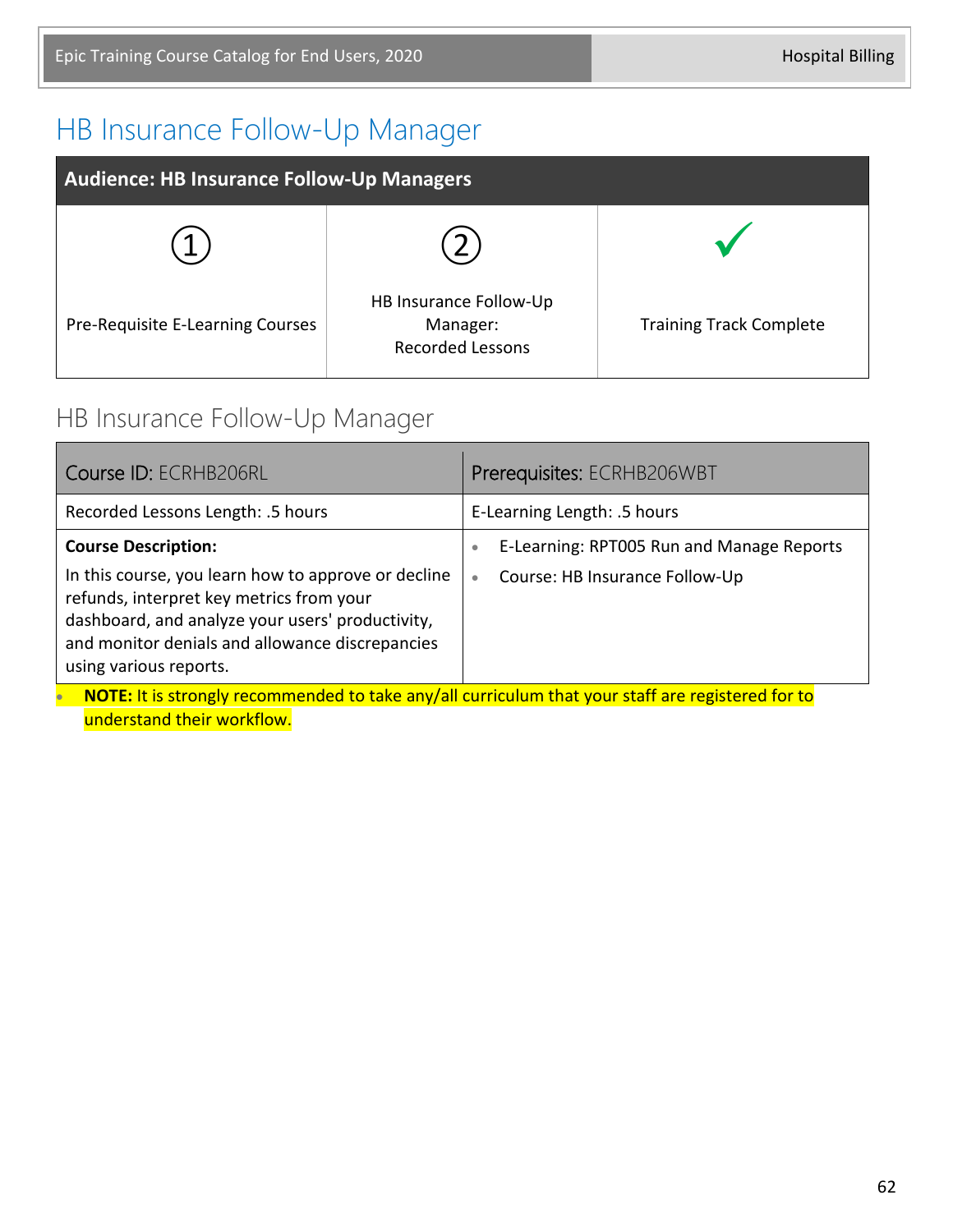# HB Insurance Follow-Up Manager

| Audience: HB Insurance Follow-Up Managers | | |
|---|---|---|
| ① Pre-Requisite E-Learning Courses | ② HB Insurance Follow-Up Manager: Recorded Lessons | ✓ Training Track Complete |

## HB Insurance Follow-Up Manager

| Course ID: ECRHB206RL | Prerequisites: ECRHB206WBT |
|---|---|
| Recorded Lessons Length: .5 hours | E-Learning Length: .5 hours |
| **Course Description:** In this course, you learn how to approve or decline refunds, interpret key metrics from your dashboard, and analyze your users' productivity, and monitor denials and allowance discrepancies using various reports. | • E-Learning: RPT005 Run and Manage Reports<br>• Course: HB Insurance Follow-Up |

- **NOTE:** It is strongly recommended to take any/all curriculum that your staff are registered for to understand their workflow.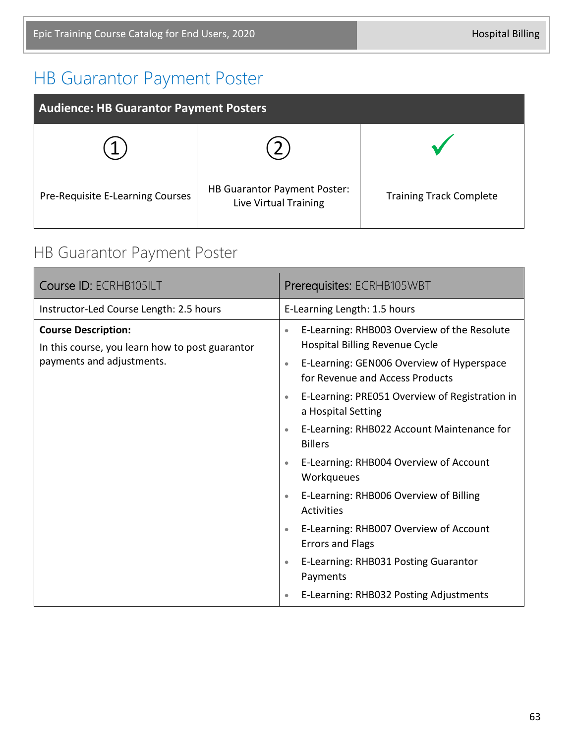# HB Guarantor Payment Poster

| Audience: HB Guarantor Payment Posters | | |
|---|---|---|
| ① Pre-Requisite E-Learning Courses | ② HB Guarantor Payment Poster: Live Virtual Training | ✓ Training Track Complete |

## HB Guarantor Payment Poster

| Course ID: ECRHB105ILT | Prerequisites: ECRHB105WBT |
|---|---|
| Instructor-Led Course Length: 2.5 hours | E-Learning Length: 1.5 hours |
| **Course Description:** In this course, you learn how to post guarantor payments and adjustments. | • E-Learning: RHB003 Overview of the Resolute Hospital Billing Revenue Cycle<br>• E-Learning: GEN006 Overview of Hyperspace for Revenue and Access Products<br>• E-Learning: PRE051 Overview of Registration in a Hospital Setting<br>• E-Learning: RHB022 Account Maintenance for Billers<br>• E-Learning: RHB004 Overview of Account Workqueues<br>• E-Learning: RHB006 Overview of Billing Activities<br>• E-Learning: RHB007 Overview of Account Errors and Flags<br>• E-Learning: RHB031 Posting Guarantor Payments<br>• E-Learning: RHB032 Posting Adjustments |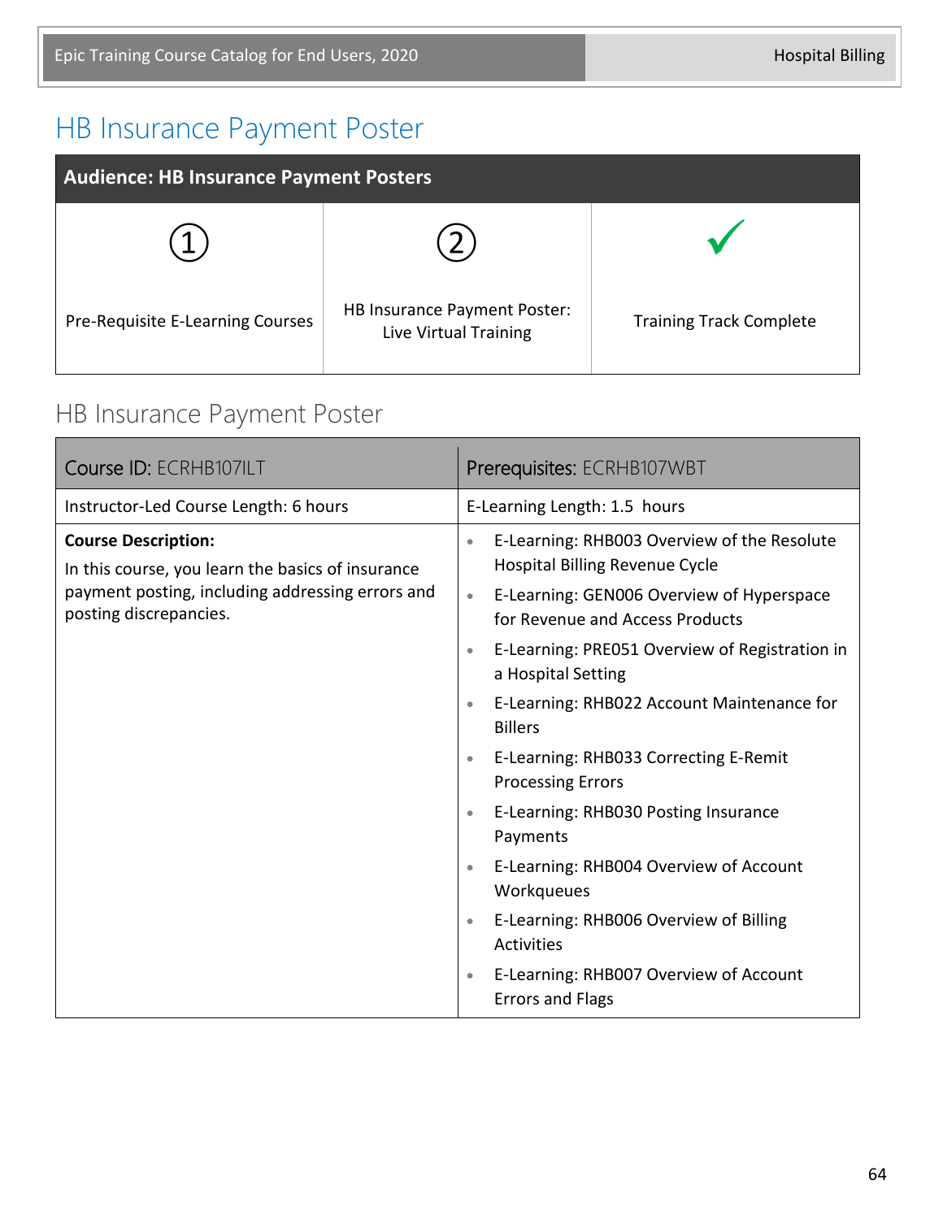# HB Insurance Payment Poster

| Audience: HB Insurance Payment Posters | | |
|---|---|---|
| ① | ② | ✓ |
| Pre-Requisite E-Learning Courses | HB Insurance Payment Poster: Live Virtual Training | Training Track Complete |

## HB Insurance Payment Poster

| Course ID: ECRHB107ILT | Prerequisites: ECRHB107WBT |
|---|---|
| Instructor-Led Course Length: 6 hours | E-Learning Length: 1.5 hours |
| **Course Description:**<br>In this course, you learn the basics of insurance payment posting, including addressing errors and posting discrepancies. | • E-Learning: RHB003 Overview of the Resolute Hospital Billing Revenue Cycle<br>• E-Learning: GEN006 Overview of Hyperspace for Revenue and Access Products<br>• E-Learning: PRE051 Overview of Registration in a Hospital Setting<br>• E-Learning: RHB022 Account Maintenance for Billers<br>• E-Learning: RHB033 Correcting E-Remit Processing Errors<br>• E-Learning: RHB030 Posting Insurance Payments<br>• E-Learning: RHB004 Overview of Account Workqueues<br>• E-Learning: RHB006 Overview of Billing Activities<br>• E-Learning: RHB007 Overview of Account Errors and Flags |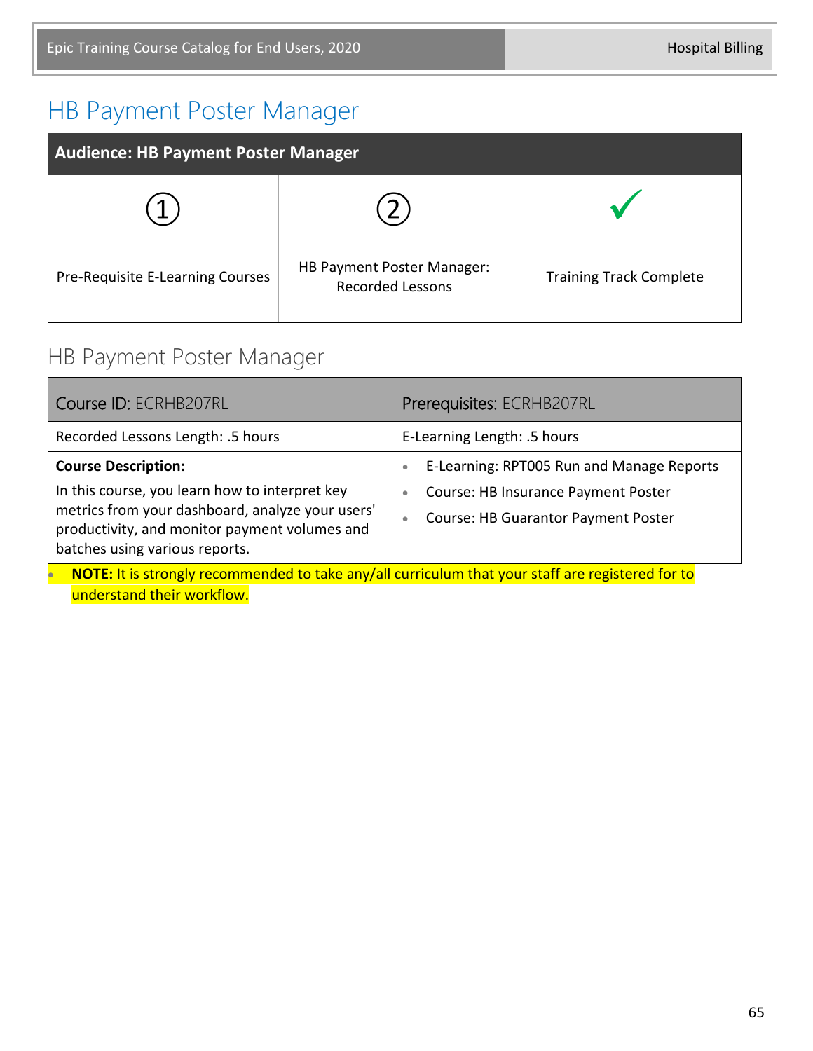# HB Payment Poster Manager

| Audience: HB Payment Poster Manager | | |
|---|---|---|
| ① Pre-Requisite E-Learning Courses | ② HB Payment Poster Manager: Recorded Lessons | ✓ Training Track Complete |

## HB Payment Poster Manager

| Course ID: ECRHB207RL | Prerequisites: ECRHB207RL |
|---|---|
| Recorded Lessons Length: .5 hours | E-Learning Length: .5 hours |
| **Course Description:** In this course, you learn how to interpret key metrics from your dashboard, analyze your users' productivity, and monitor payment volumes and batches using various reports. | • E-Learning: RPT005 Run and Manage Reports<br>• Course: HB Insurance Payment Poster<br>• Course: HB Guarantor Payment Poster |

- **NOTE:** It is strongly recommended to take any/all curriculum that your staff are registered for to understand their workflow.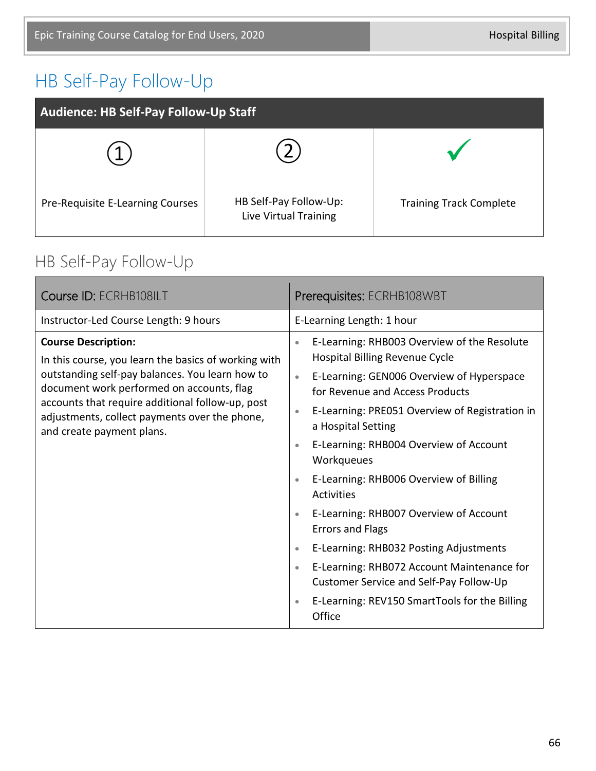# HB Self-Pay Follow-Up

| Audience: HB Self-Pay Follow-Up Staff | | |
|---|---|---|
| ① Pre-Requisite E-Learning Courses | ② HB Self-Pay Follow-Up: Live Virtual Training | ✓ Training Track Complete |

## HB Self-Pay Follow-Up

| Course ID: ECRHB108ILT | Prerequisites: ECRHB108WBT |
|---|---|
| Instructor-Led Course Length: 9 hours | E-Learning Length: 1 hour |
| **Course Description:** In this course, you learn the basics of working with outstanding self-pay balances. You learn how to document work performed on accounts, flag accounts that require additional follow-up, post adjustments, collect payments over the phone, and create payment plans. | • E-Learning: RHB003 Overview of the Resolute Hospital Billing Revenue Cycle<br>• E-Learning: GEN006 Overview of Hyperspace for Revenue and Access Products<br>• E-Learning: PRE051 Overview of Registration in a Hospital Setting<br>• E-Learning: RHB004 Overview of Account Workqueues<br>• E-Learning: RHB006 Overview of Billing Activities<br>• E-Learning: RHB007 Overview of Account Errors and Flags<br>• E-Learning: RHB032 Posting Adjustments<br>• E-Learning: RHB072 Account Maintenance for Customer Service and Self-Pay Follow-Up<br>• E-Learning: REV150 SmartTools for the Billing Office |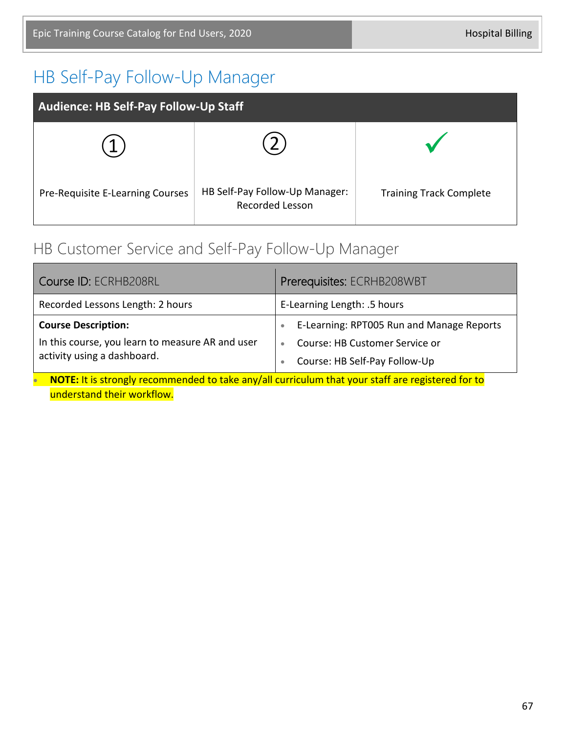# HB Self-Pay Follow-Up Manager

| Audience: HB Self-Pay Follow-Up Staff | | |
|---|---|---|
| ① | ② | ✓ |
| Pre-Requisite E-Learning Courses | HB Self-Pay Follow-Up Manager: Recorded Lesson | Training Track Complete |

## HB Customer Service and Self-Pay Follow-Up Manager

| Course ID: ECRHB208RL | Prerequisites: ECRHB208WBT |
|---|---|
| Recorded Lessons Length: 2 hours | E-Learning Length: .5 hours |
| **Course Description:** In this course, you learn to measure AR and user activity using a dashboard. | • E-Learning: RPT005 Run and Manage Reports<br>• Course: HB Customer Service or<br>• Course: HB Self-Pay Follow-Up |

- **NOTE:** It is strongly recommended to take any/all curriculum that your staff are registered for to understand their workflow.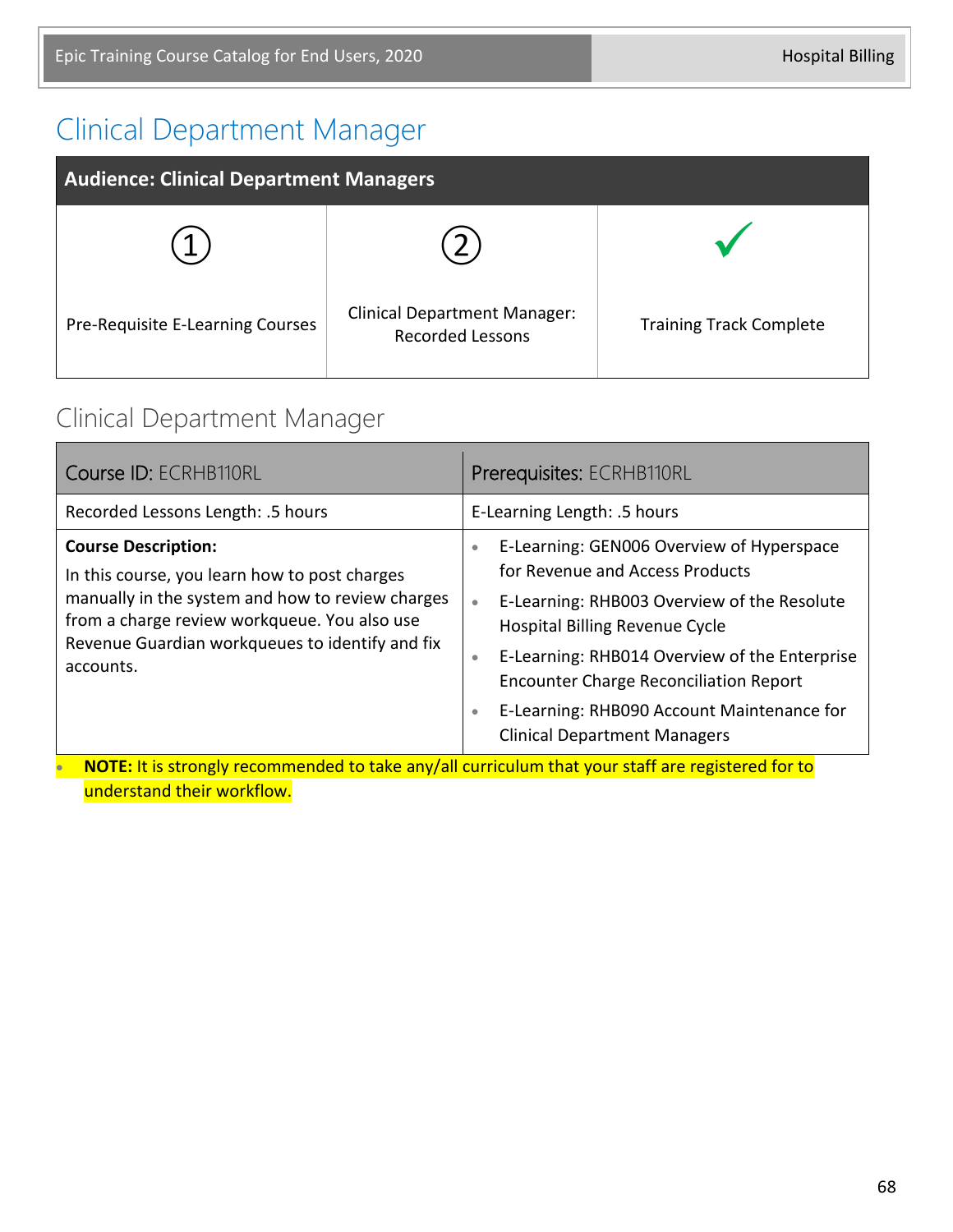# Clinical Department Manager

| Audience: Clinical Department Managers | | |
|---|---|---|
| ① Pre-Requisite E-Learning Courses | ② Clinical Department Manager: Recorded Lessons | ✓ Training Track Complete |

## Clinical Department Manager

| Course ID: ECRHB110RL | Prerequisites: ECRHB110RL |
|---|---|
| Recorded Lessons Length: .5 hours | E-Learning Length: .5 hours |
| **Course Description:** In this course, you learn how to post charges manually in the system and how to review charges from a charge review workqueue. You also use Revenue Guardian workqueues to identify and fix accounts. | • E-Learning: GEN006 Overview of Hyperspace for Revenue and Access Products<br>• E-Learning: RHB003 Overview of the Resolute Hospital Billing Revenue Cycle<br>• E-Learning: RHB014 Overview of the Enterprise Encounter Charge Reconciliation Report<br>• E-Learning: RHB090 Account Maintenance for Clinical Department Managers |

- **NOTE:** It is strongly recommended to take any/all curriculum that your staff are registered for to understand their workflow.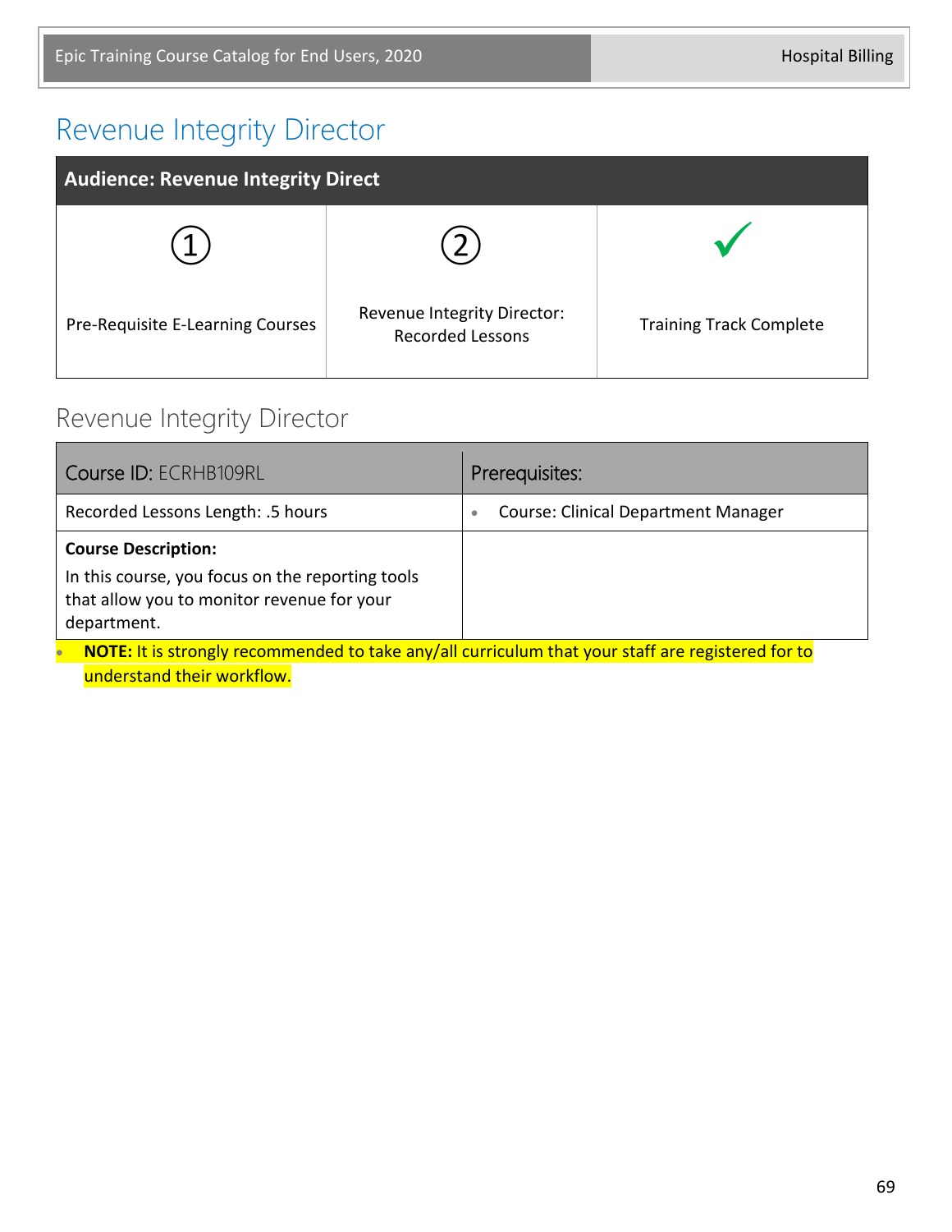# Revenue Integrity Director

| Audience: Revenue Integrity Direct | | |
|---|---|---|
| ① Pre-Requisite E-Learning Courses | ② Revenue Integrity Director: Recorded Lessons | ✓ Training Track Complete |

## Revenue Integrity Director

| Course ID: ECRHB109RL | Prerequisites: |
|---|---|
| Recorded Lessons Length: .5 hours | • Course: Clinical Department Manager |
| **Course Description:** In this course, you focus on the reporting tools that allow you to monitor revenue for your department. | |

- **NOTE:** It is strongly recommended to take any/all curriculum that your staff are registered for to understand their workflow.